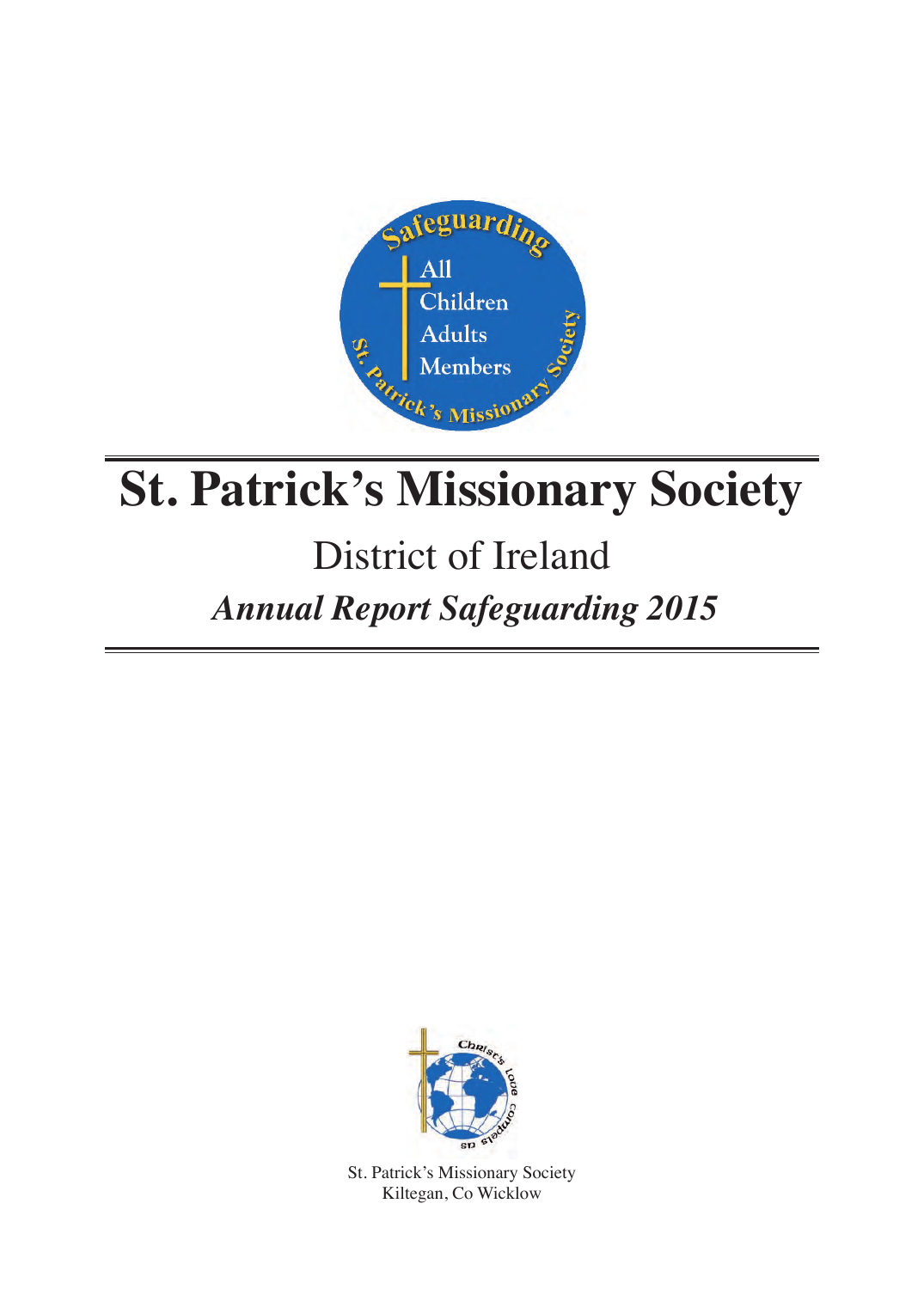# St. Patrick's Missionary Society

## District of Ireland

## *Annual Report Safeguarding 2015*

St. Patrick's Missionary Society
Kiltegan, Co Wicklow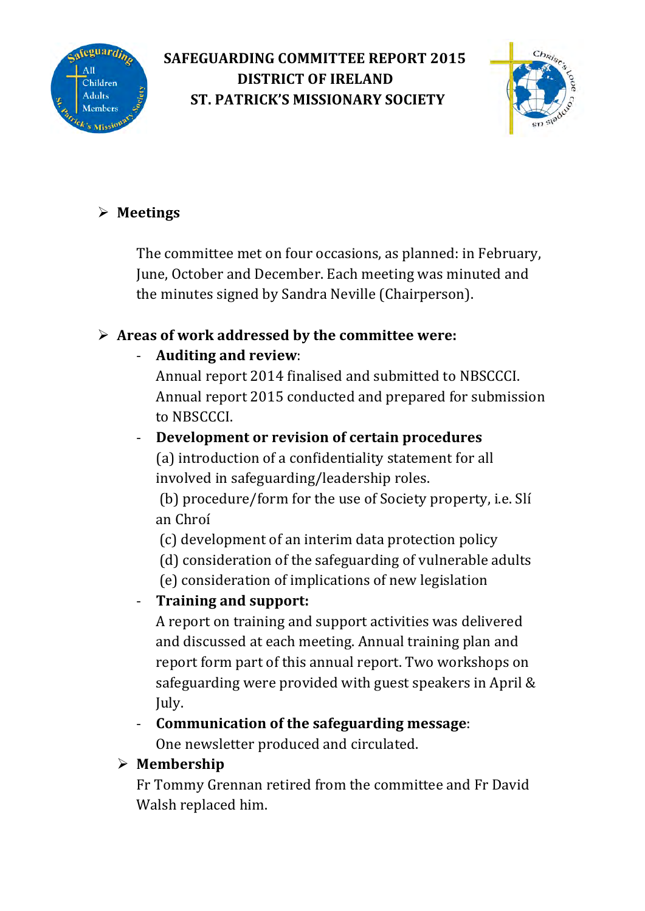# SAFEGUARDING COMMITTEE REPORT 2015
# DISTRICT OF IRELAND
# ST. PATRICK'S MISSIONARY SOCIETY

- **Meetings**

  The committee met on four occasions, as planned: in February, June, October and December. Each meeting was minuted and the minutes signed by Sandra Neville (Chairperson).

- **Areas of work addressed by the committee were:**
  - **Auditing and review**:
    Annual report 2014 finalised and submitted to NBSCCCI. Annual report 2015 conducted and prepared for submission to NBSCCCI.
  - **Development or revision of certain procedures**
    (a) introduction of a confidentiality statement for all involved in safeguarding/leadership roles.
    (b) procedure/form for the use of Society property, i.e. Slí an Chroí
    (c) development of an interim data protection policy
    (d) consideration of the safeguarding of vulnerable adults
    (e) consideration of implications of new legislation
  - **Training and support:**
    A report on training and support activities was delivered and discussed at each meeting. Annual training plan and report form part of this annual report. Two workshops on safeguarding were provided with guest speakers in April & July.
  - **Communication of the safeguarding message**:
    One newsletter produced and circulated.
- **Membership**

  Fr Tommy Grennan retired from the committee and Fr David Walsh replaced him.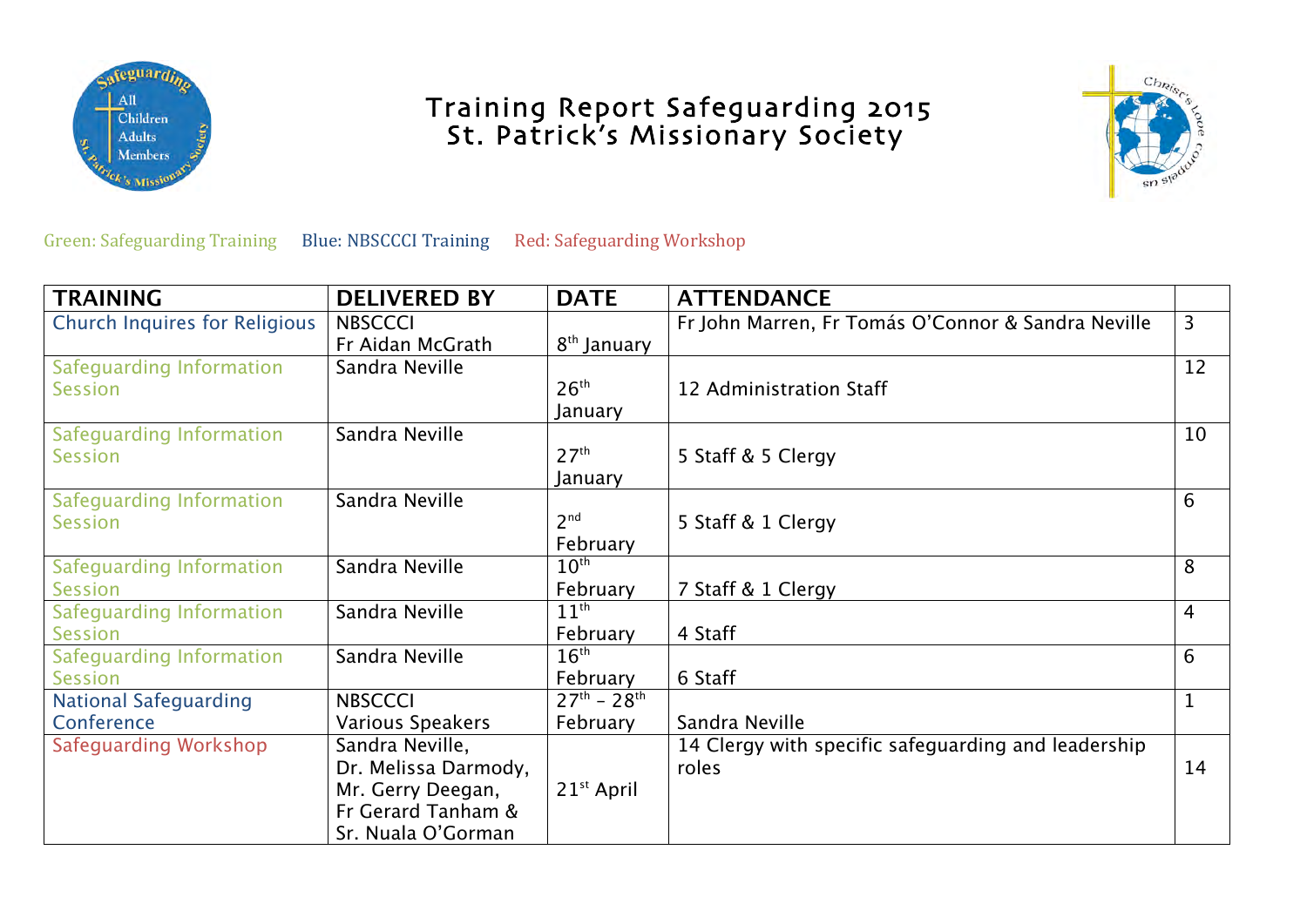# Training Report Safeguarding 2015
# St. Patrick's Missionary Society

Green: Safeguarding Training    Blue: NBSCCCI Training    Red: Safeguarding Workshop

| TRAINING | DELIVERED BY | DATE | ATTENDANCE | |
|---|---|---|---|---|
| Church Inquires for Religious | NBSCCCI Fr Aidan McGrath | 8th January | Fr John Marren, Fr Tomás O'Connor & Sandra Neville | 3 |
| Safeguarding Information Session | Sandra Neville | 26th January | 12 Administration Staff | 12 |
| Safeguarding Information Session | Sandra Neville | 27th January | 5 Staff & 5 Clergy | 10 |
| Safeguarding Information Session | Sandra Neville | 2nd February | 5 Staff & 1 Clergy | 6 |
| Safeguarding Information Session | Sandra Neville | 10th February | 7 Staff & 1 Clergy | 8 |
| Safeguarding Information Session | Sandra Neville | 11th February | 4 Staff | 4 |
| Safeguarding Information Session | Sandra Neville | 16th February | 6 Staff | 6 |
| National Safeguarding Conference | NBSCCCI Various Speakers | 27th – 28th February | Sandra Neville | 1 |
| Safeguarding Workshop | Sandra Neville, Dr. Melissa Darmody, Mr. Gerry Deegan, Fr Gerard Tanham & Sr. Nuala O'Gorman | 21st April | 14 Clergy with specific safeguarding and leadership roles | 14 |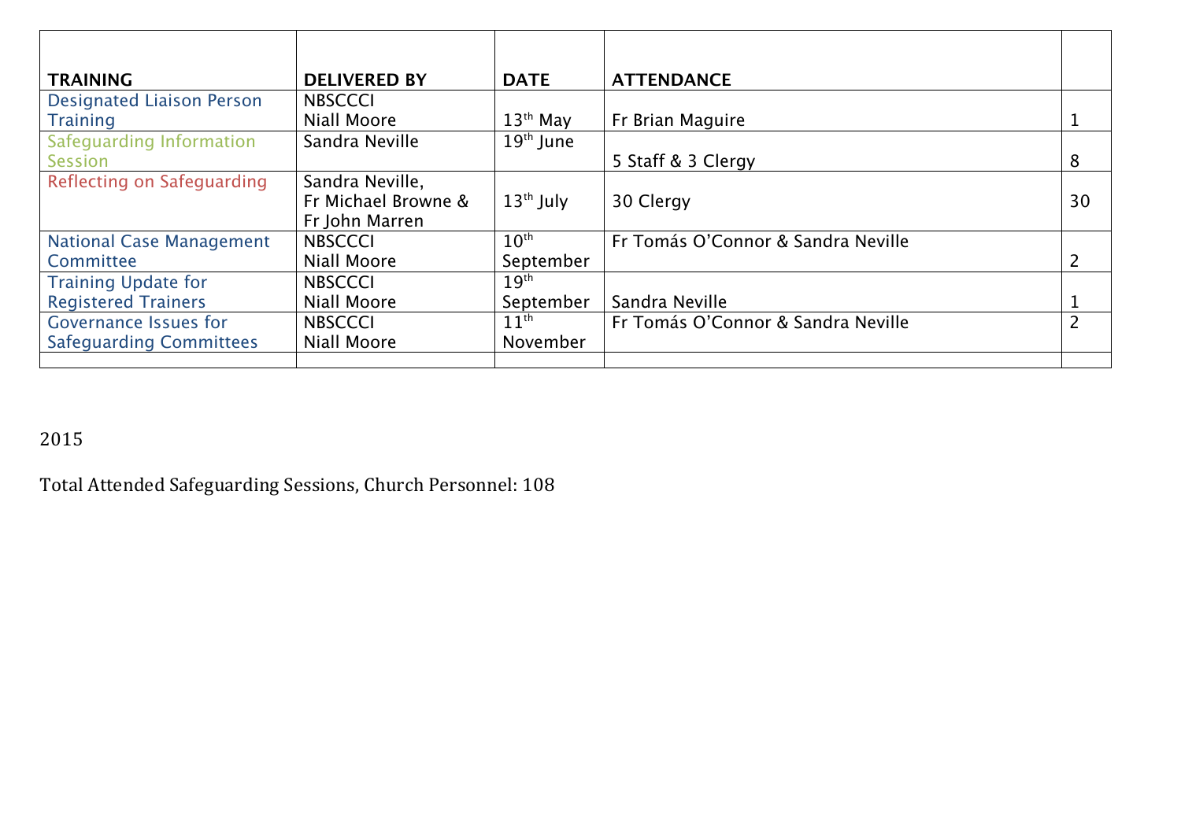| TRAINING | DELIVERED BY | DATE | ATTENDANCE | |
|---|---|---|---|---|
| Designated Liaison Person Training | NBSCCCI Niall Moore | 13th May | Fr Brian Maguire | 1 |
| Safeguarding Information Session | Sandra Neville | 19th June | 5 Staff & 3 Clergy | 8 |
| Reflecting on Safeguarding | Sandra Neville, Fr Michael Browne & Fr John Marren | 13th July | 30 Clergy | 30 |
| National Case Management Committee | NBSCCCI Niall Moore | 10th September | Fr Tomás O'Connor & Sandra Neville | 2 |
| Training Update for Registered Trainers | NBSCCCI Niall Moore | 19th September | Sandra Neville | 1 |
| Governance Issues for Safeguarding Committees | NBSCCCI Niall Moore | 11th November | Fr Tomás O'Connor & Sandra Neville | 2 |
| | | | | |

2015

Total Attended Safeguarding Sessions, Church Personnel: 108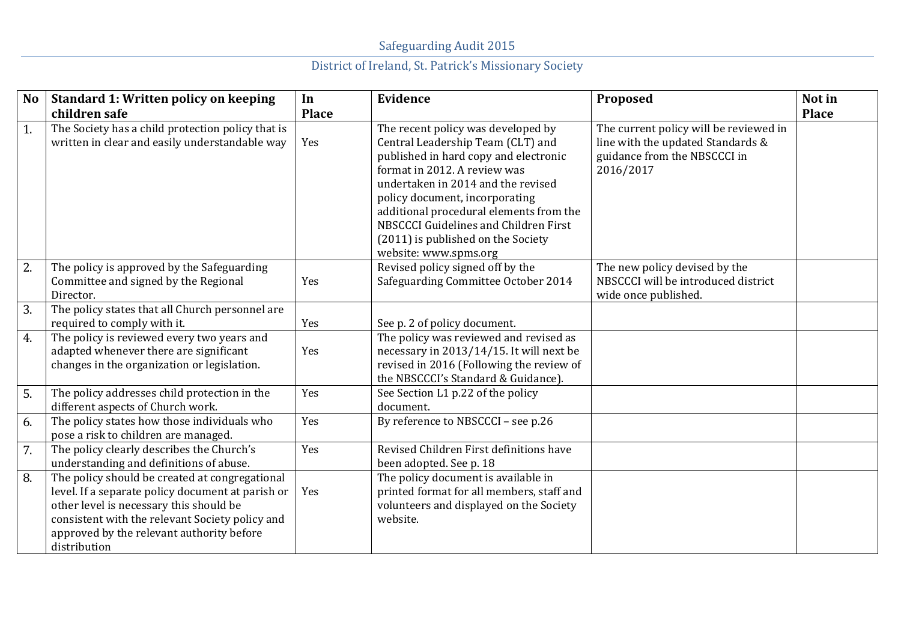Safeguarding Audit 2015

District of Ireland, St. Patrick's Missionary Society

| No | Standard 1: Written policy on keeping children safe | In Place | Evidence | Proposed | Not in Place |
|---|---|---|---|---|---|
| 1. | The Society has a child protection policy that is written in clear and easily understandable way | Yes | The recent policy was developed by Central Leadership Team (CLT) and published in hard copy and electronic format in 2012. A review was undertaken in 2014 and the revised policy document, incorporating additional procedural elements from the NBSCCCI Guidelines and Children First (2011) is published on the Society website: www.spms.org | The current policy will be reviewed in line with the updated Standards & guidance from the NBSCCCI in 2016/2017 | |
| 2. | The policy is approved by the Safeguarding Committee and signed by the Regional Director. | Yes | Revised policy signed off by the Safeguarding Committee October 2014 | The new policy devised by the NBSCCCI will be introduced district wide once published. | |
| 3. | The policy states that all Church personnel are required to comply with it. | Yes | See p. 2 of policy document. | | |
| 4. | The policy is reviewed every two years and adapted whenever there are significant changes in the organization or legislation. | Yes | The policy was reviewed and revised as necessary in 2013/14/15. It will next be revised in 2016 (Following the review of the NBSCCCI's Standard & Guidance). | | |
| 5. | The policy addresses child protection in the different aspects of Church work. | Yes | See Section L1 p.22 of the policy document. | | |
| 6. | The policy states how those individuals who pose a risk to children are managed. | Yes | By reference to NBSCCCI – see p.26 | | |
| 7. | The policy clearly describes the Church's understanding and definitions of abuse. | Yes | Revised Children First definitions have been adopted. See p. 18 | | |
| 8. | The policy should be created at congregational level. If a separate policy document at parish or other level is necessary this should be consistent with the relevant Society policy and approved by the relevant authority before distribution | Yes | The policy document is available in printed format for all members, staff and volunteers and displayed on the Society website. | | |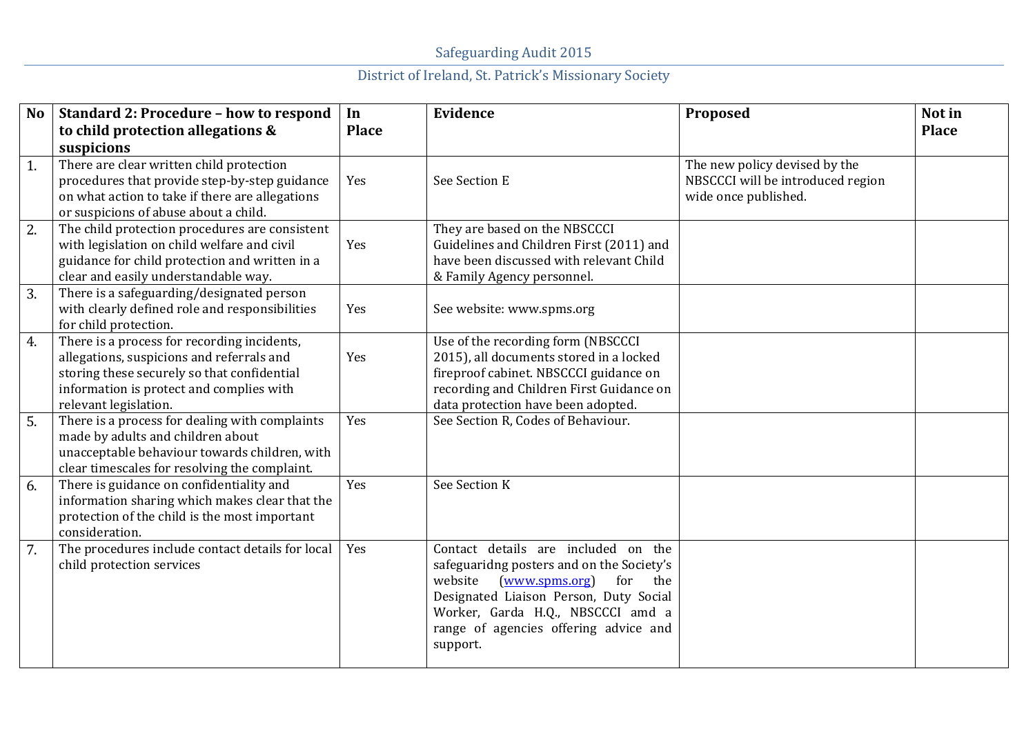Safeguarding Audit 2015

District of Ireland, St. Patrick's Missionary Society

| No | Standard 2: Procedure – how to respond to child protection allegations & suspicions | In Place | Evidence | Proposed | Not in Place |
|---|---|---|---|---|---|
| 1. | There are clear written child protection procedures that provide step-by-step guidance on what action to take if there are allegations or suspicions of abuse about a child. | Yes | See Section E | The new policy devised by the NBSCCCI will be introduced region wide once published. | |
| 2. | The child protection procedures are consistent with legislation on child welfare and civil guidance for child protection and written in a clear and easily understandable way. | Yes | They are based on the NBSCCCI Guidelines and Children First (2011) and have been discussed with relevant Child & Family Agency personnel. | | |
| 3. | There is a safeguarding/designated person with clearly defined role and responsibilities for child protection. | Yes | See website: www.spms.org | | |
| 4. | There is a process for recording incidents, allegations, suspicions and referrals and storing these securely so that confidential information is protect and complies with relevant legislation. | Yes | Use of the recording form (NBSCCCI 2015), all documents stored in a locked fireproof cabinet. NBSCCCI guidance on recording and Children First Guidance on data protection have been adopted. | | |
| 5. | There is a process for dealing with complaints made by adults and children about unacceptable behaviour towards children, with clear timescales for resolving the complaint. | Yes | See Section R, Codes of Behaviour. | | |
| 6. | There is guidance on confidentiality and information sharing which makes clear that the protection of the child is the most important consideration. | Yes | See Section K | | |
| 7. | The procedures include contact details for local child protection services | Yes | Contact details are included on the safeguaridng posters and on the Society's website (www.spms.org) for the Designated Liaison Person, Duty Social Worker, Garda H.Q., NBSCCCI amd a range of agencies offering advice and support. | | |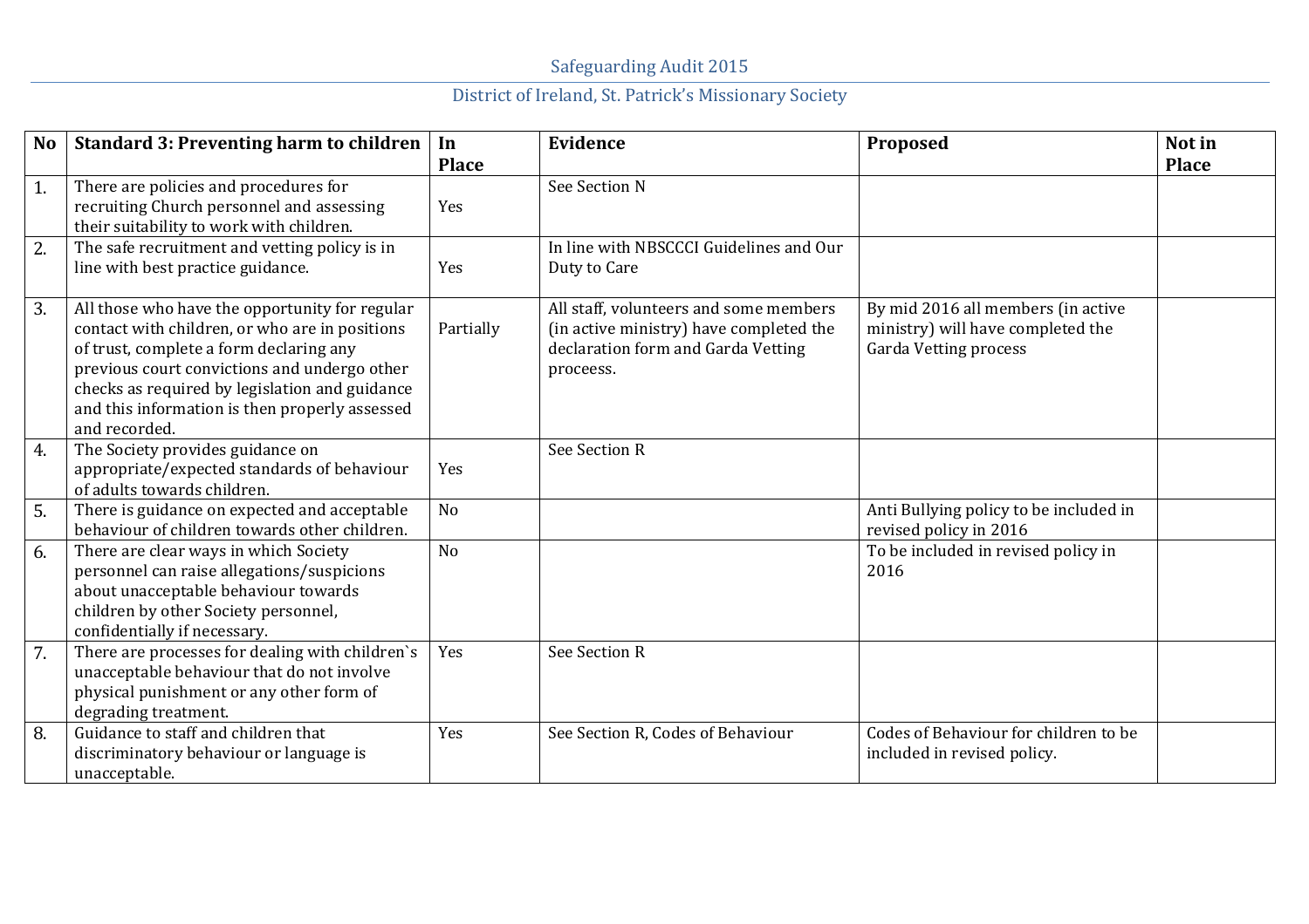| No | Standard 3: Preventing harm to children | In Place | Evidence | Proposed | Not in Place |
|---|---|---|---|---|---|
| 1. | There are policies and procedures for recruiting Church personnel and assessing their suitability to work with children. | Yes | See Section N | | |
| 2. | The safe recruitment and vetting policy is in line with best practice guidance. | Yes | In line with NBSCCCI Guidelines and Our Duty to Care | | |
| 3. | All those who have the opportunity for regular contact with children, or who are in positions of trust, complete a form declaring any previous court convictions and undergo other checks as required by legislation and guidance and this information is then properly assessed and recorded. | Partially | All staff, volunteers and some members (in active ministry) have completed the declaration form and Garda Vetting proceess. | By mid 2016 all members (in active ministry) will have completed the Garda Vetting process | |
| 4. | The Society provides guidance on appropriate/expected standards of behaviour of adults towards children. | Yes | See Section R | | |
| 5. | There is guidance on expected and acceptable behaviour of children towards other children. | No | | Anti Bullying policy to be included in revised policy in 2016 | |
| 6. | There are clear ways in which Society personnel can raise allegations/suspicions about unacceptable behaviour towards children by other Society personnel, confidentially if necessary. | No | | To be included in revised policy in 2016 | |
| 7. | There are processes for dealing with children`s unacceptable behaviour that do not involve physical punishment or any other form of degrading treatment. | Yes | See Section R | | |
| 8. | Guidance to staff and children that discriminatory behaviour or language is unacceptable. | Yes | See Section R, Codes of Behaviour | Codes of Behaviour for children to be included in revised policy. | |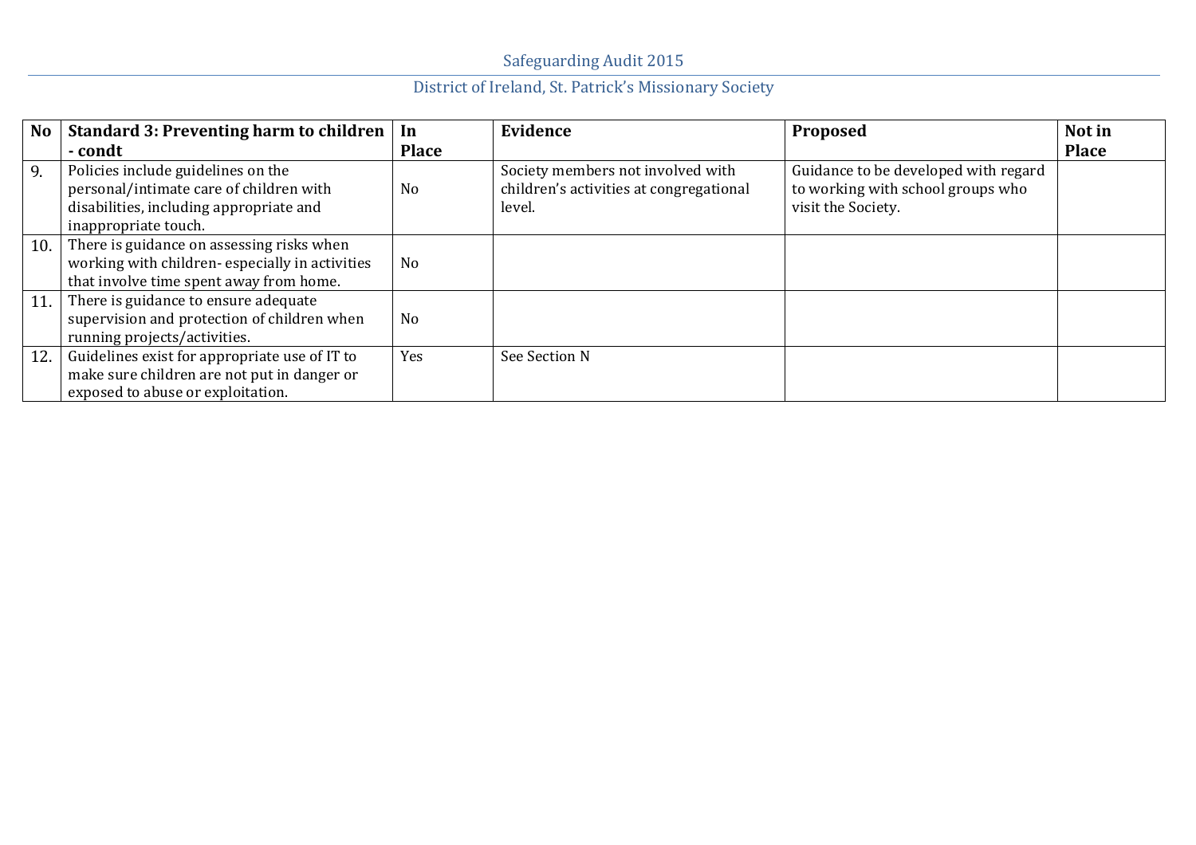| No | Standard 3: Preventing harm to children - condt | In Place | Evidence | Proposed | Not in Place |
|---|---|---|---|---|---|
| 9. | Policies include guidelines on the personal/intimate care of children with disabilities, including appropriate and inappropriate touch. | No | Society members not involved with children's activities at congregational level. | Guidance to be developed with regard to working with school groups who visit the Society. | |
| 10. | There is guidance on assessing risks when working with children- especially in activities that involve time spent away from home. | No | | | |
| 11. | There is guidance to ensure adequate supervision and protection of children when running projects/activities. | No | | | |
| 12. | Guidelines exist for appropriate use of IT to make sure children are not put in danger or exposed to abuse or exploitation. | Yes | See Section N | | |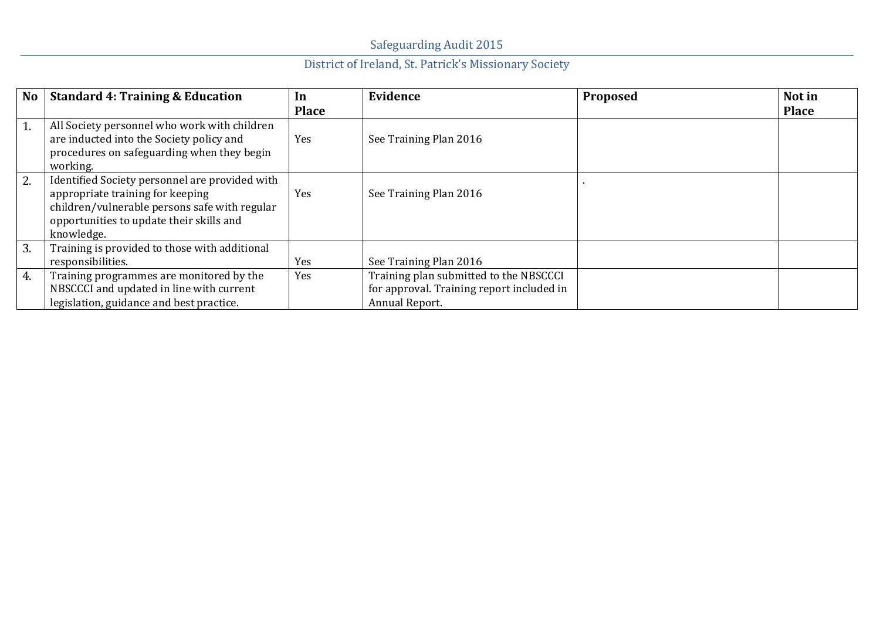| No | Standard 4: Training & Education | In Place | Evidence | Proposed | Not in Place |
|---|---|---|---|---|---|
| 1. | All Society personnel who work with children are inducted into the Society policy and procedures on safeguarding when they begin working. | Yes | See Training Plan 2016 | | |
| 2. | Identified Society personnel are provided with appropriate training for keeping children/vulnerable persons safe with regular opportunities to update their skills and knowledge. | Yes | See Training Plan 2016 | . | |
| 3. | Training is provided to those with additional responsibilities. | Yes | See Training Plan 2016 | | |
| 4. | Training programmes are monitored by the NBSCCCI and updated in line with current legislation, guidance and best practice. | Yes | Training plan submitted to the NBSCCCI for approval. Training report included in Annual Report. | | |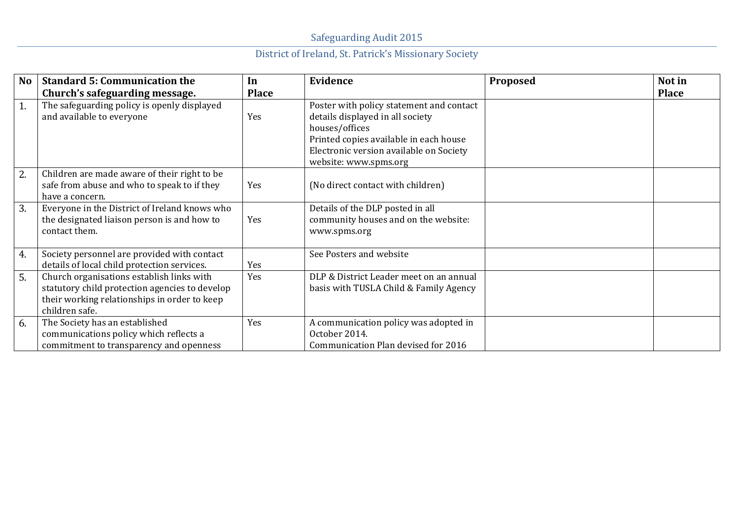| No | Standard 5: Communication the Church's safeguarding message. | In Place | Evidence | Proposed | Not in Place |
|---|---|---|---|---|---|
| 1. | The safeguarding policy is openly displayed and available to everyone | Yes | Poster with policy statement and contact details displayed in all society houses/offices<br>Printed copies available in each house<br>Electronic version available on Society website: www.spms.org | | |
| 2. | Children are made aware of their right to be safe from abuse and who to speak to if they have a concern. | Yes | (No direct contact with children) | | |
| 3. | Everyone in the District of Ireland knows who the designated liaison person is and how to contact them. | Yes | Details of the DLP posted in all community houses and on the website: www.spms.org | | |
| 4. | Society personnel are provided with contact details of local child protection services. | Yes | See Posters and website | | |
| 5. | Church organisations establish links with statutory child protection agencies to develop their working relationships in order to keep children safe. | Yes | DLP & District Leader meet on an annual basis with TUSLA Child & Family Agency | | |
| 6. | The Society has an established communications policy which reflects a commitment to transparency and openness | Yes | A communication policy was adopted in October 2014.<br>Communication Plan devised for 2016 | | |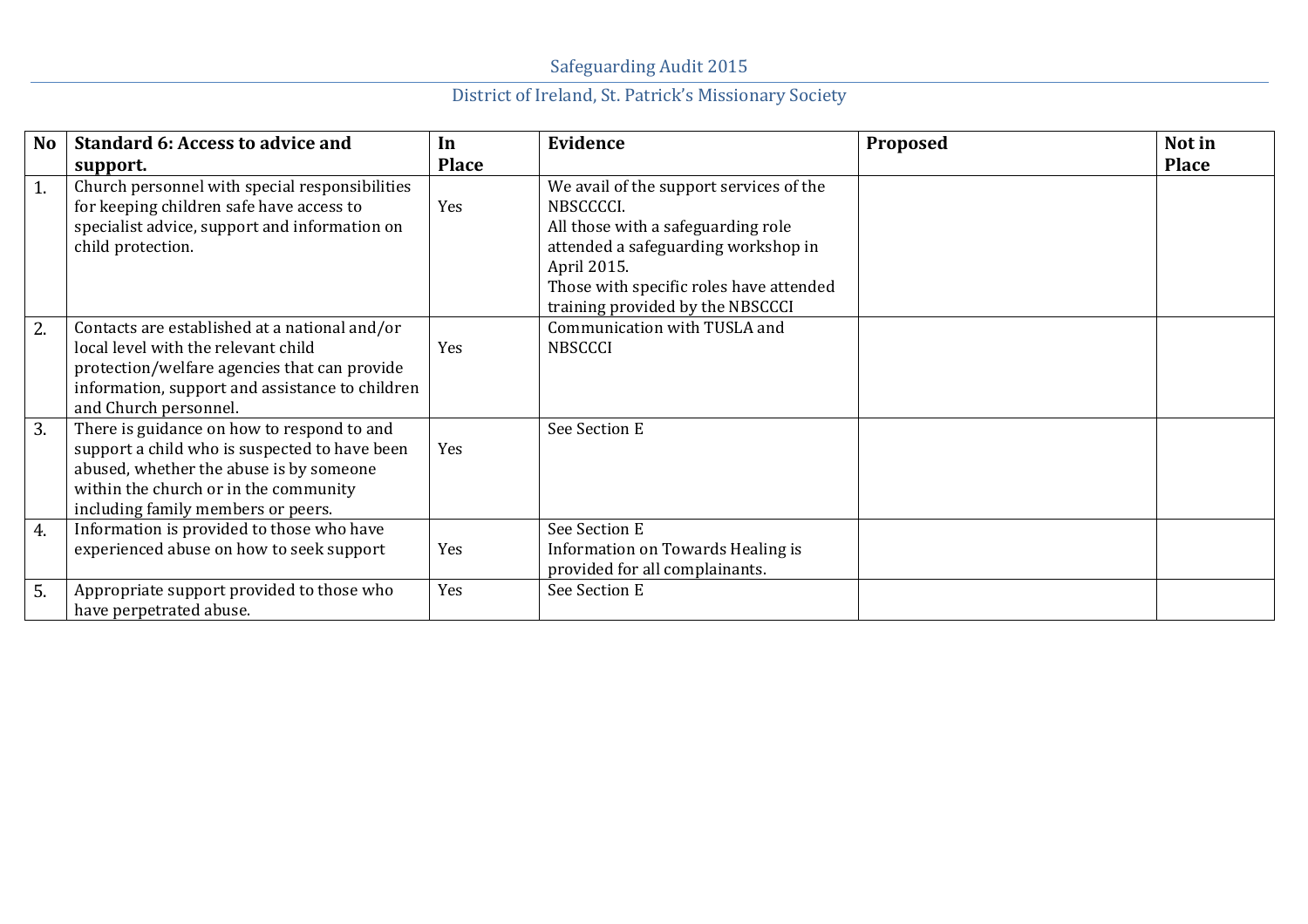| No | Standard 6: Access to advice and support. | In Place | Evidence | Proposed | Not in Place |
|---|---|---|---|---|---|
| 1. | Church personnel with special responsibilities for keeping children safe have access to specialist advice, support and information on child protection. | Yes | We avail of the support services of the NBSCCCCI. All those with a safeguarding role attended a safeguarding workshop in April 2015. Those with specific roles have attended training provided by the NBSCCCI | | |
| 2. | Contacts are established at a national and/or local level with the relevant child protection/welfare agencies that can provide information, support and assistance to children and Church personnel. | Yes | Communication with TUSLA and NBSCCCI | | |
| 3. | There is guidance on how to respond to and support a child who is suspected to have been abused, whether the abuse is by someone within the church or in the community including family members or peers. | Yes | See Section E | | |
| 4. | Information is provided to those who have experienced abuse on how to seek support | Yes | See Section E Information on Towards Healing is provided for all complainants. | | |
| 5. | Appropriate support provided to those who have perpetrated abuse. | Yes | See Section E | | |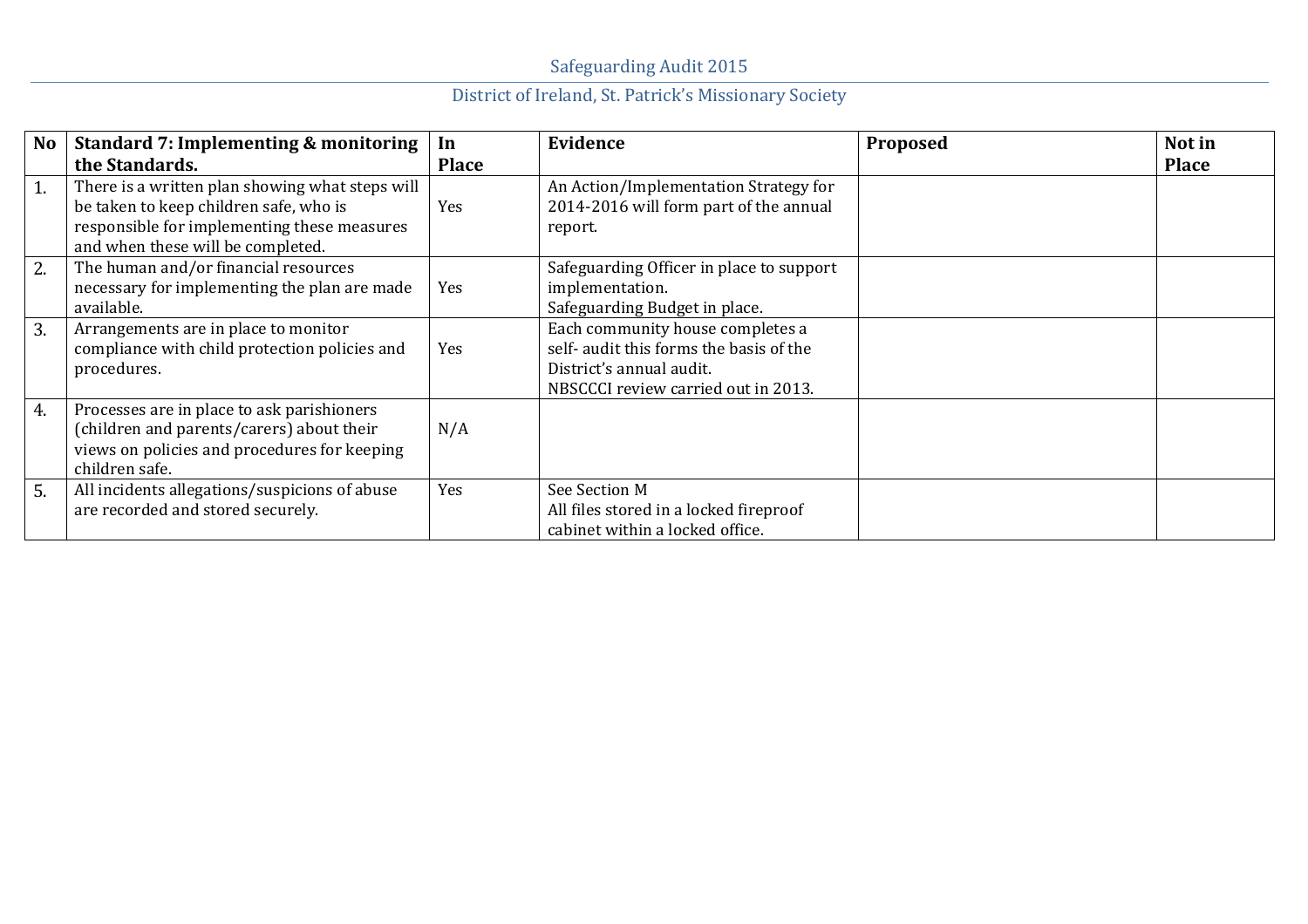| No | Standard 7: Implementing & monitoring the Standards. | In Place | Evidence | Proposed | Not in Place |
|---|---|---|---|---|---|
| 1. | There is a written plan showing what steps will be taken to keep children safe, who is responsible for implementing these measures and when these will be completed. | Yes | An Action/Implementation Strategy for 2014-2016 will form part of the annual report. | | |
| 2. | The human and/or financial resources necessary for implementing the plan are made available. | Yes | Safeguarding Officer in place to support implementation.<br>Safeguarding Budget in place. | | |
| 3. | Arrangements are in place to monitor compliance with child protection policies and procedures. | Yes | Each community house completes a self- audit this forms the basis of the District's annual audit.<br>NBSCCCI review carried out in 2013. | | |
| 4. | Processes are in place to ask parishioners (children and parents/carers) about their views on policies and procedures for keeping children safe. | N/A | | | |
| 5. | All incidents allegations/suspicions of abuse are recorded and stored securely. | Yes | See Section M<br>All files stored in a locked fireproof cabinet within a locked office. | | |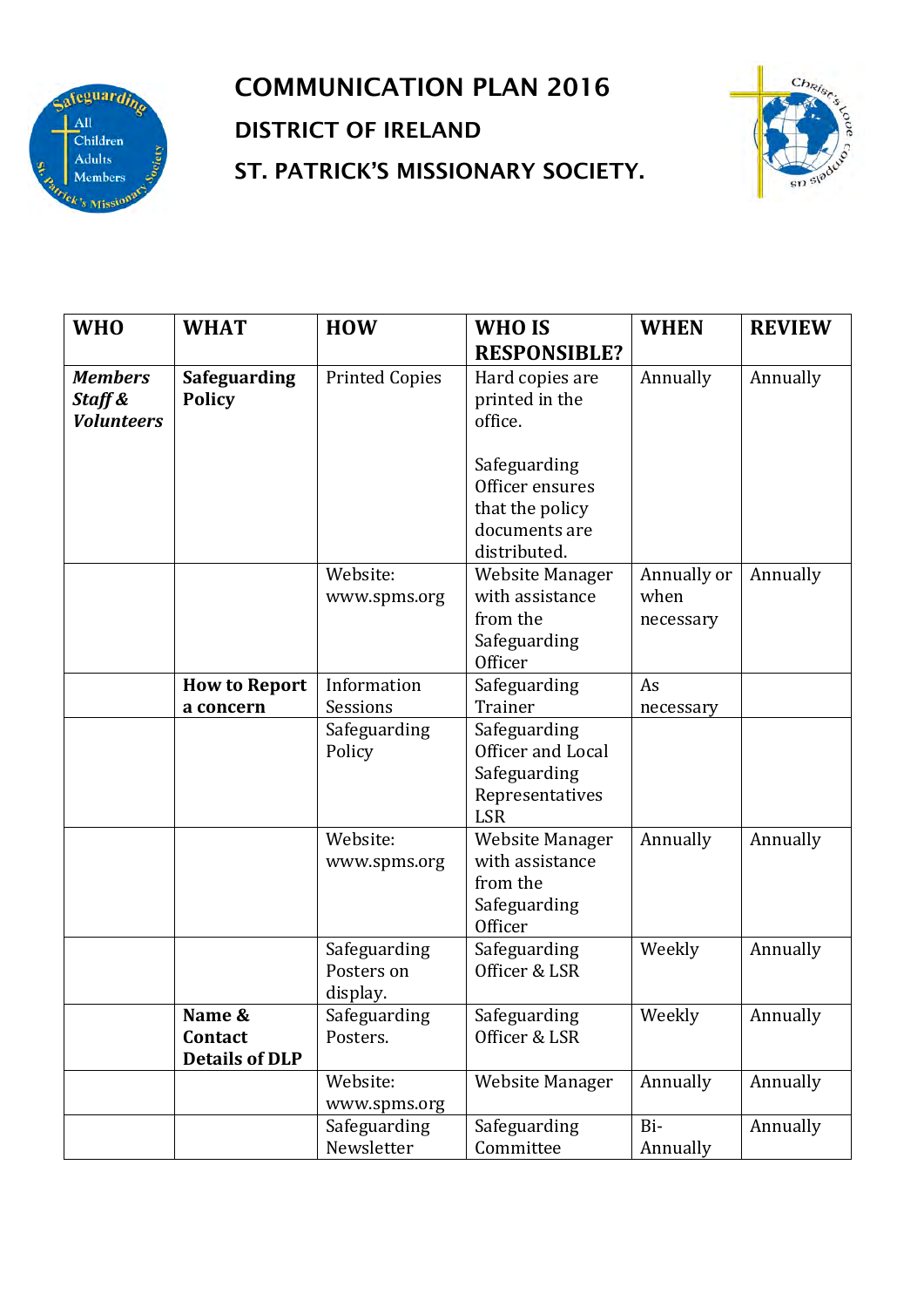# COMMUNICATION PLAN 2016

## DISTRICT OF IRELAND

## ST. PATRICK'S MISSIONARY SOCIETY.

| WHO | WHAT | HOW | WHO IS RESPONSIBLE? | WHEN | REVIEW |
|---|---|---|---|---|---|
| ***Members Staff & Volunteers*** | **Safeguarding Policy** | Printed Copies | Hard copies are printed in the office.<br><br>Safeguarding Officer ensures that the policy documents are distributed. | Annually | Annually |
| | | Website: www.spms.org | Website Manager with assistance from the Safeguarding Officer | Annually or when necessary | Annually |
| | **How to Report a concern** | Information Sessions | Safeguarding Trainer | As necessary | |
| | | Safeguarding Policy | Safeguarding Officer and Local Safeguarding Representatives LSR | | |
| | | Website: www.spms.org | Website Manager with assistance from the Safeguarding Officer | Annually | Annually |
| | | Safeguarding Posters on display. | Safeguarding Officer & LSR | Weekly | Annually |
| | **Name & Contact Details of DLP** | Safeguarding Posters. | Safeguarding Officer & LSR | Weekly | Annually |
| | | Website: www.spms.org | Website Manager | Annually | Annually |
| | | Safeguarding Newsletter | Safeguarding Committee | Bi-Annually | Annually |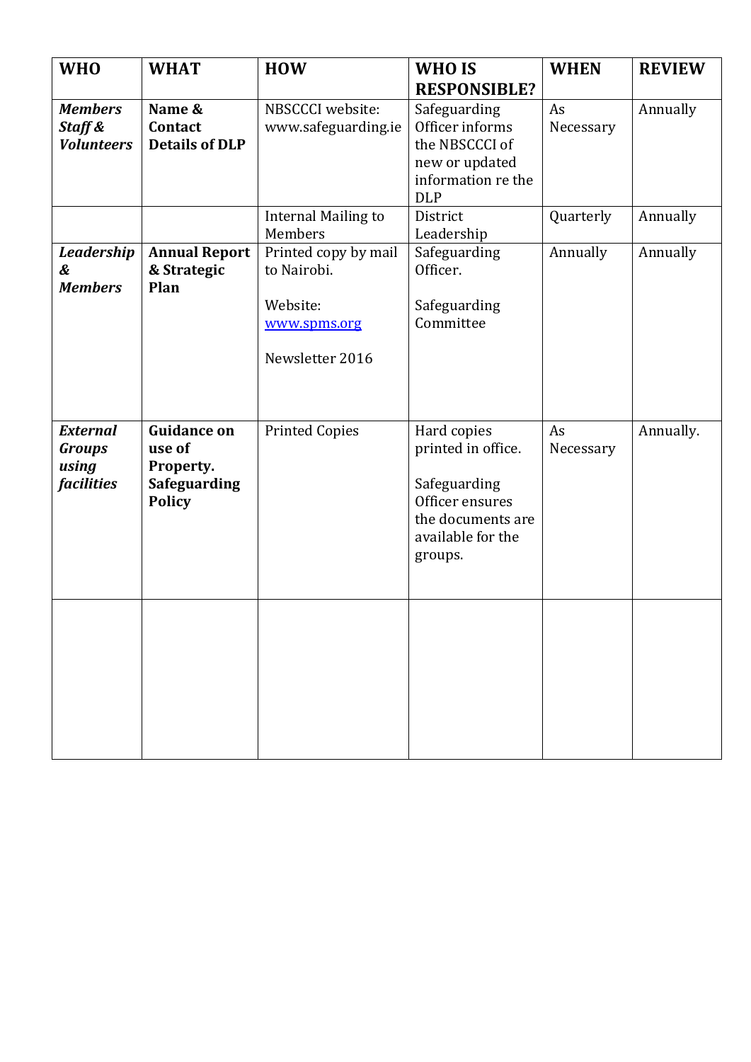| WHO | WHAT | HOW | WHO IS RESPONSIBLE? | WHEN | REVIEW |
|---|---|---|---|---|---|
| ***Members Staff & Volunteers*** | **Name & Contact Details of DLP** | NBSCCCI website: www.safeguarding.ie | Safeguarding Officer informs the NBSCCCI of new or updated information re the DLP | As Necessary | Annually |
| | | Internal Mailing to Members | District Leadership | Quarterly | Annually |
| ***Leadership & Members*** | **Annual Report & Strategic Plan** | Printed copy by mail to Nairobi.<br><br>Website: [www.spms.org](www.spms.org)<br><br>Newsletter 2016 | Safeguarding Officer.<br><br>Safeguarding Committee | Annually | Annually |
| ***External Groups using facilities*** | **Guidance on use of Property. Safeguarding Policy** | Printed Copies | Hard copies printed in office.<br><br>Safeguarding Officer ensures the documents are available for the groups. | As Necessary | Annually. |
| | | | | | |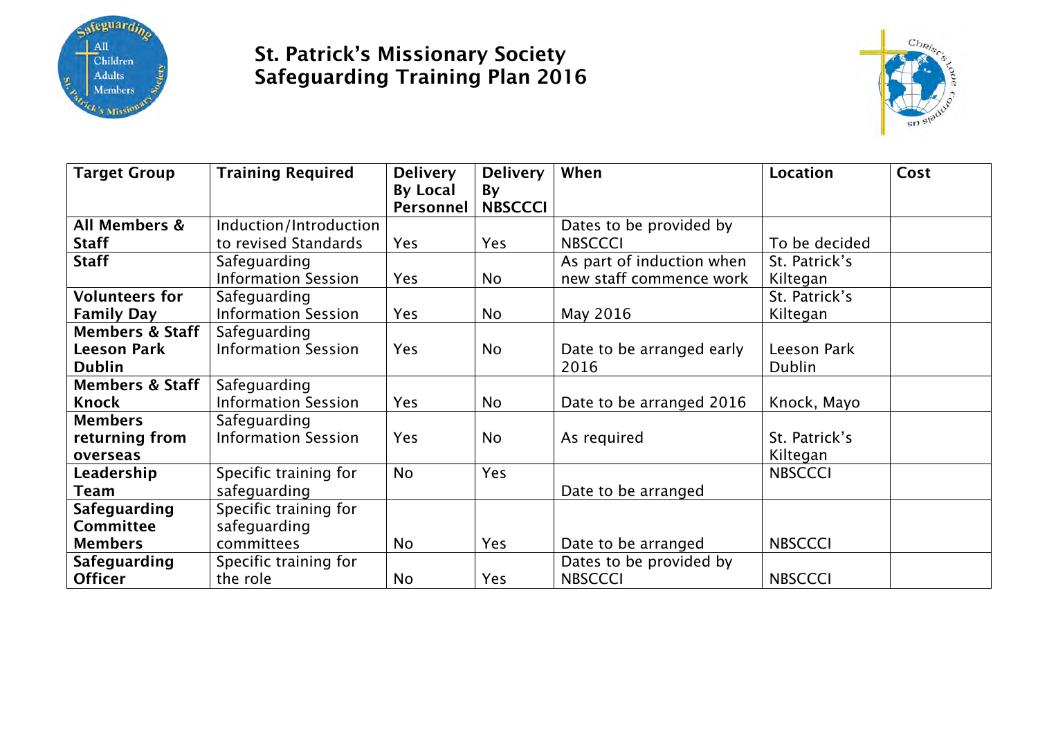# St. Patrick's Missionary Society Safeguarding Training Plan 2016

| Target Group | Training Required | Delivery By Local Personnel | Delivery By NBSCCCI | When | Location | Cost |
|---|---|---|---|---|---|---|
| **All Members & Staff** | Induction/Introduction to revised Standards | Yes | Yes | Dates to be provided by NBSCCCI | To be decided | |
| **Staff** | Safeguarding Information Session | Yes | No | As part of induction when new staff commence work | St. Patrick's Kiltegan | |
| **Volunteers for Family Day** | Safeguarding Information Session | Yes | No | May 2016 | St. Patrick's Kiltegan | |
| **Members & Staff Leeson Park Dublin** | Safeguarding Information Session | Yes | No | Date to be arranged early 2016 | Leeson Park Dublin | |
| **Members & Staff Knock** | Safeguarding Information Session | Yes | No | Date to be arranged 2016 | Knock, Mayo | |
| **Members returning from overseas** | Safeguarding Information Session | Yes | No | As required | St. Patrick's Kiltegan | |
| **Leadership Team** | Specific training for safeguarding | No | Yes | Date to be arranged | NBSCCCI | |
| **Safeguarding Committee Members** | Specific training for safeguarding committees | No | Yes | Date to be arranged | NBSCCCI | |
| **Safeguarding Officer** | Specific training for the role | No | Yes | Dates to be provided by NBSCCCI | NBSCCCI | |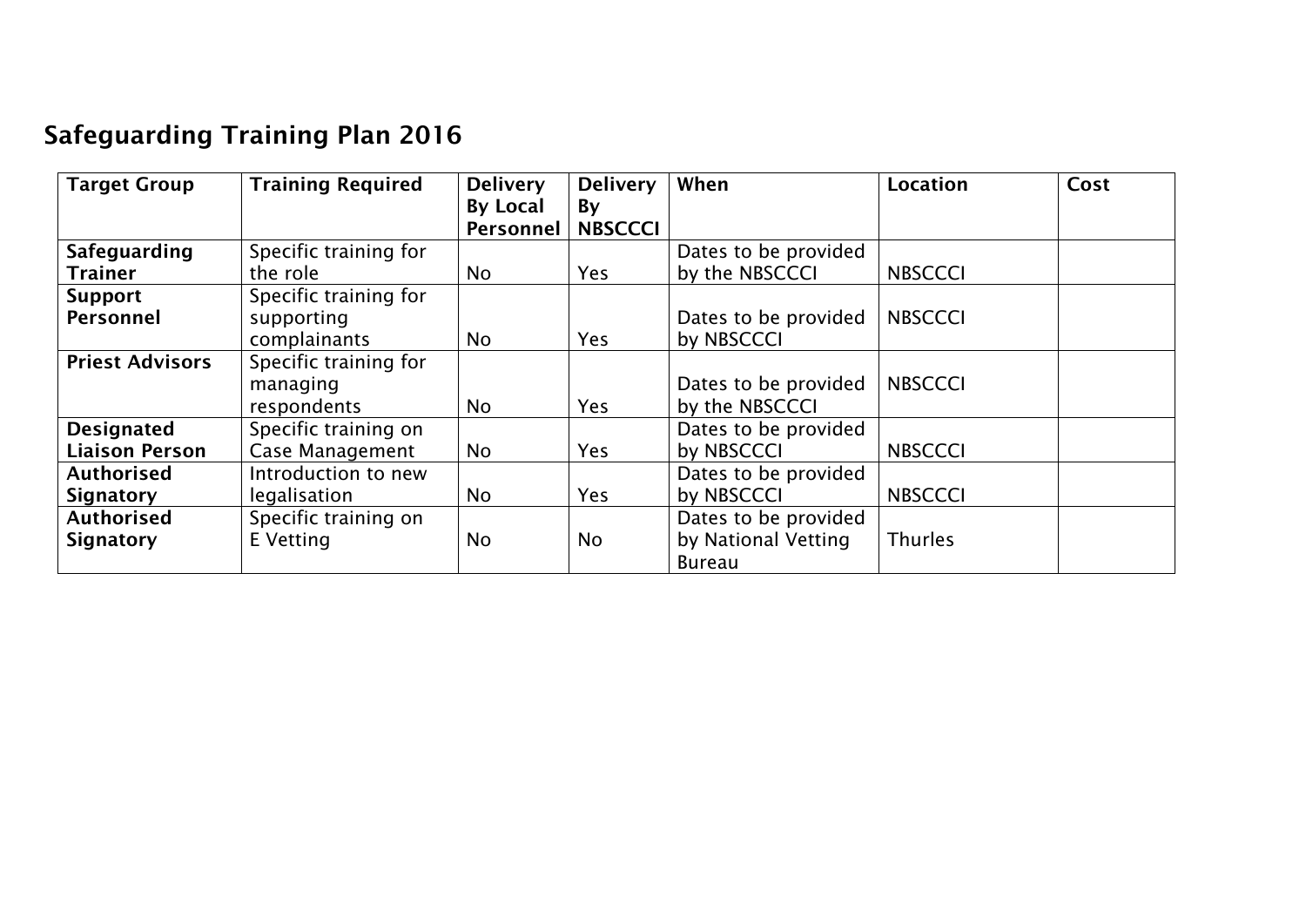## Safeguarding Training Plan 2016

| Target Group | Training Required | Delivery By Local Personnel | Delivery By NBSCCCI | When | Location | Cost |
|---|---|---|---|---|---|---|
| **Safeguarding Trainer** | Specific training for the role | No | Yes | Dates to be provided by the NBSCCCI | NBSCCCI | |
| **Support Personnel** | Specific training for supporting complainants | No | Yes | Dates to be provided by NBSCCCI | NBSCCCI | |
| **Priest Advisors** | Specific training for managing respondents | No | Yes | Dates to be provided by the NBSCCCI | NBSCCCI | |
| **Designated Liaison Person** | Specific training on Case Management | No | Yes | Dates to be provided by NBSCCCI | NBSCCCI | |
| **Authorised Signatory** | Introduction to new legalisation | No | Yes | Dates to be provided by NBSCCCI | NBSCCCI | |
| **Authorised Signatory** | Specific training on E Vetting | No | No | Dates to be provided by National Vetting Bureau | Thurles | |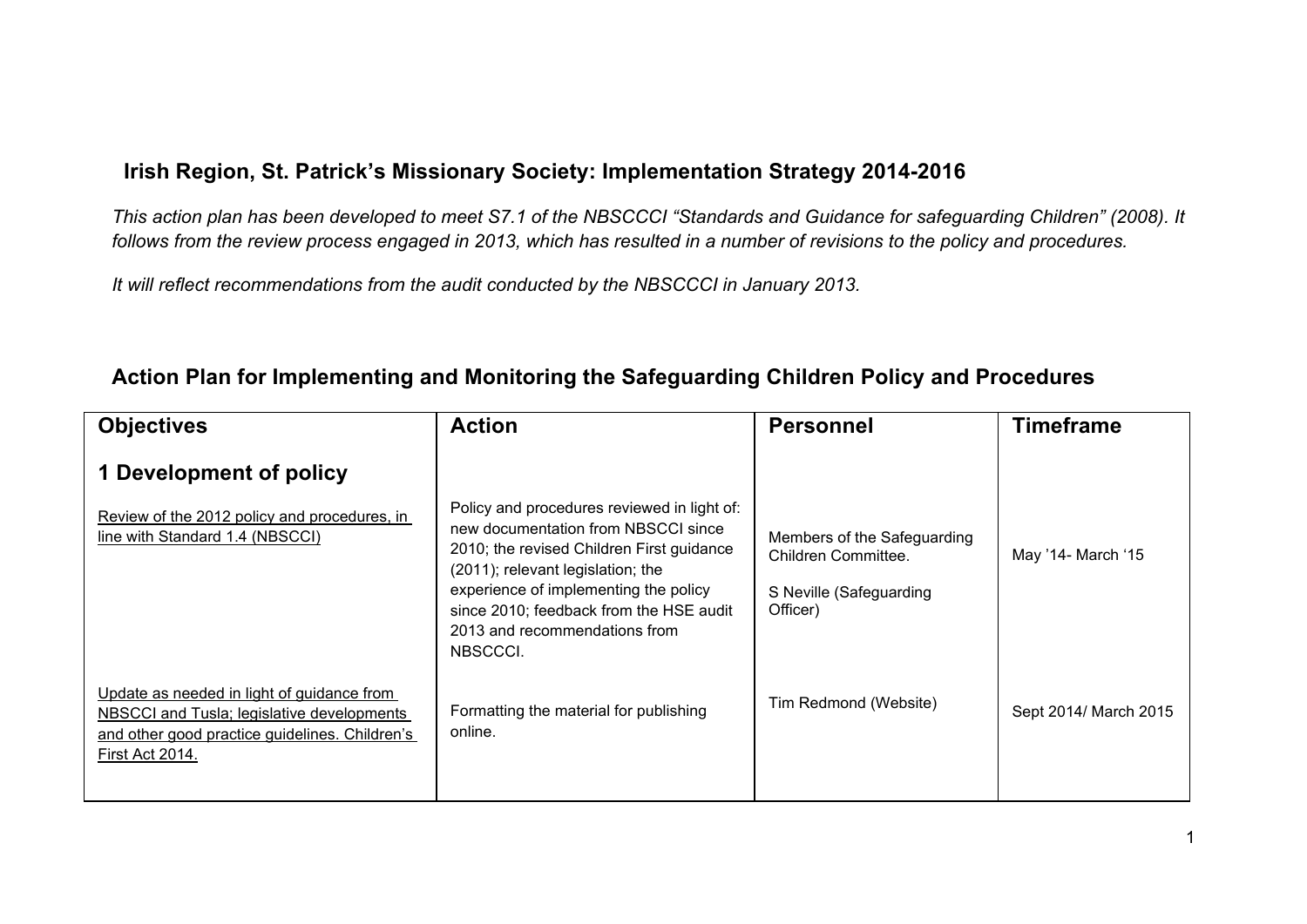## Irish Region, St. Patrick's Missionary Society: Implementation Strategy 2014-2016

*This action plan has been developed to meet S7.1 of the NBSCCCI "Standards and Guidance for safeguarding Children" (2008). It follows from the review process engaged in 2013, which has resulted in a number of revisions to the policy and procedures.*

*It will reflect recommendations from the audit conducted by the NBSCCCI in January 2013.*

## Action Plan for Implementing and Monitoring the Safeguarding Children Policy and Procedures

| Objectives | Action | Personnel | Timeframe |
|---|---|---|---|
| **1 Development of policy** | | | |
| Review of the 2012 policy and procedures, in line with Standard 1.4 (NBSCCI) | Policy and procedures reviewed in light of: new documentation from NBSCCI since 2010; the revised Children First guidance (2011); relevant legislation; the experience of implementing the policy since 2010; feedback from the HSE audit 2013 and recommendations from NBSCCCI. | Members of the Safeguarding Children Committee.<br><br>S Neville (Safeguarding Officer) | May '14- March '15 |
| Update as needed in light of guidance from NBSCCI and Tusla; legislative developments and other good practice guidelines. Children's First Act 2014. | Formatting the material for publishing online. | Tim Redmond (Website) | Sept 2014/ March 2015 |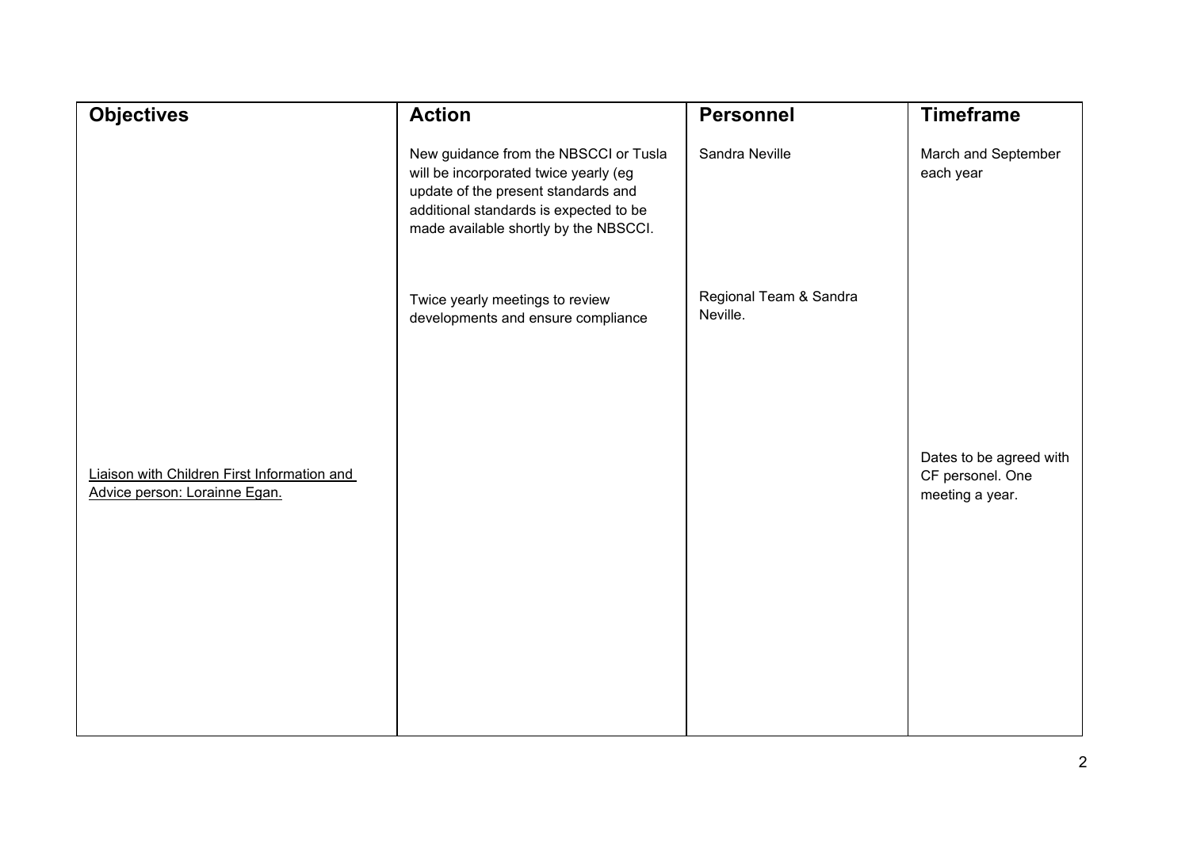| Objectives | Action | Personnel | Timeframe |
|---|---|---|---|
| | New guidance from the NBSCCI or Tusla will be incorporated twice yearly (eg update of the present standards and additional standards is expected to be made available shortly by the NBSCCI. | Sandra Neville | March and September each year |
| | Twice yearly meetings to review developments and ensure compliance | Regional Team & Sandra Neville. | |
| Liaison with Children First Information and Advice person: Lorainne Egan. | | | Dates to be agreed with CF personel. One meeting a year. |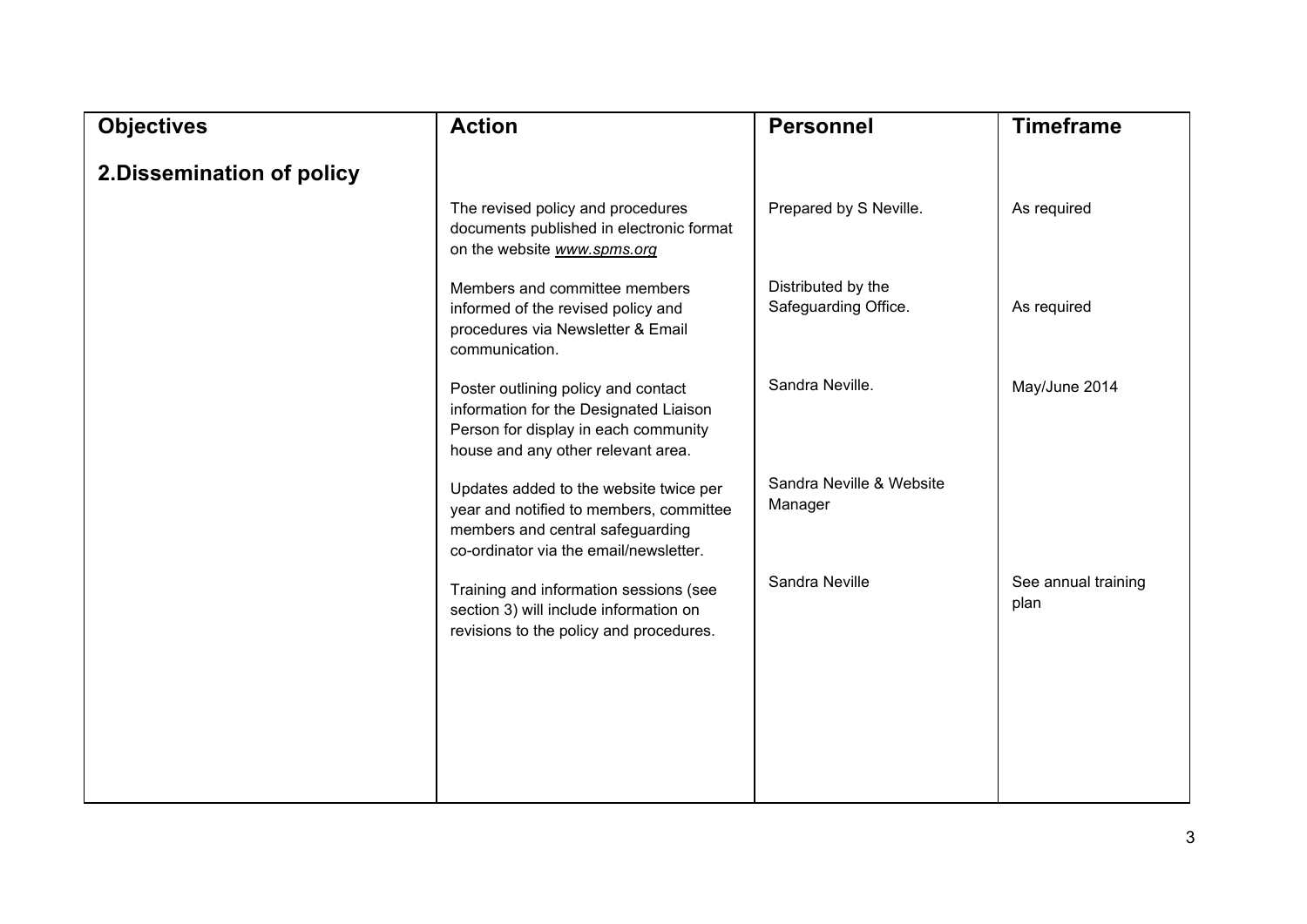| Objectives | Action | Personnel | Timeframe |
|---|---|---|---|
| **2.Dissemination of policy** | | | |
| | The revised policy and procedures documents published in electronic format on the website *www.spms.org* | Prepared by S Neville. | As required |
| | Members and committee members informed of the revised policy and procedures via Newsletter & Email communication. | Distributed by the Safeguarding Office. | As required |
| | Poster outlining policy and contact information for the Designated Liaison Person for display in each community house and any other relevant area. | Sandra Neville. | May/June 2014 |
| | Updates added to the website twice per year and notified to members, committee members and central safeguarding co-ordinator via the email/newsletter. | Sandra Neville & Website Manager | |
| | Training and information sessions (see section 3) will include information on revisions to the policy and procedures. | Sandra Neville | See annual training plan |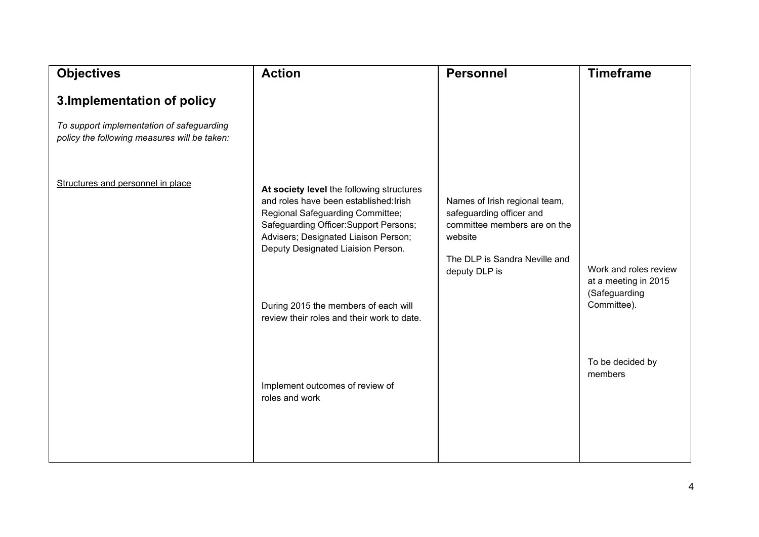| Objectives | Action | Personnel | Timeframe |
|---|---|---|---|
| **3.Implementation of policy**<br><br>*To support implementation of safeguarding policy the following measures will be taken:* | | | |
| <u>Structures and personnel in place</u> | **At society level** the following structures and roles have been established:Irish Regional Safeguarding Committee; Safeguarding Officer:Support Persons; Advisers; Designated Liaison Person; Deputy Designated Liaision Person. | Names of Irish regional team, safeguarding officer and committee members are on the website<br><br>The DLP is Sandra Neville and deputy DLP is | |
| | During 2015 the members of each will review their roles and their work to date. | | Work and roles review at a meeting in 2015 (Safeguarding Committee). |
| | Implement outcomes of review of roles and work | | To be decided by members |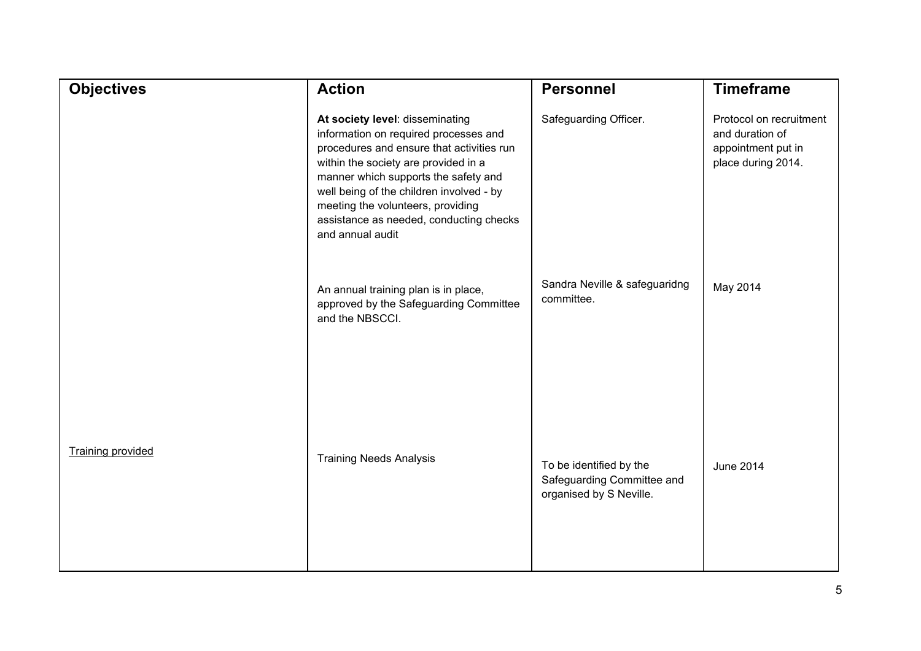| Objectives | Action | Personnel | Timeframe |
|---|---|---|---|
| | **At society level**: disseminating information on required processes and procedures and ensure that activities run within the society are provided in a manner which supports the safety and well being of the children involved - by meeting the volunteers, providing assistance as needed, conducting checks and annual audit | Safeguarding Officer. | Protocol on recruitment and duration of appointment put in place during 2014. |
| | An annual training plan is in place, approved by the Safeguarding Committee and the NBSCCI. | Sandra Neville & safeguaridng committee. | May 2014 |
| Training provided | Training Needs Analysis | To be identified by the Safeguarding Committee and organised by S Neville. | June 2014 |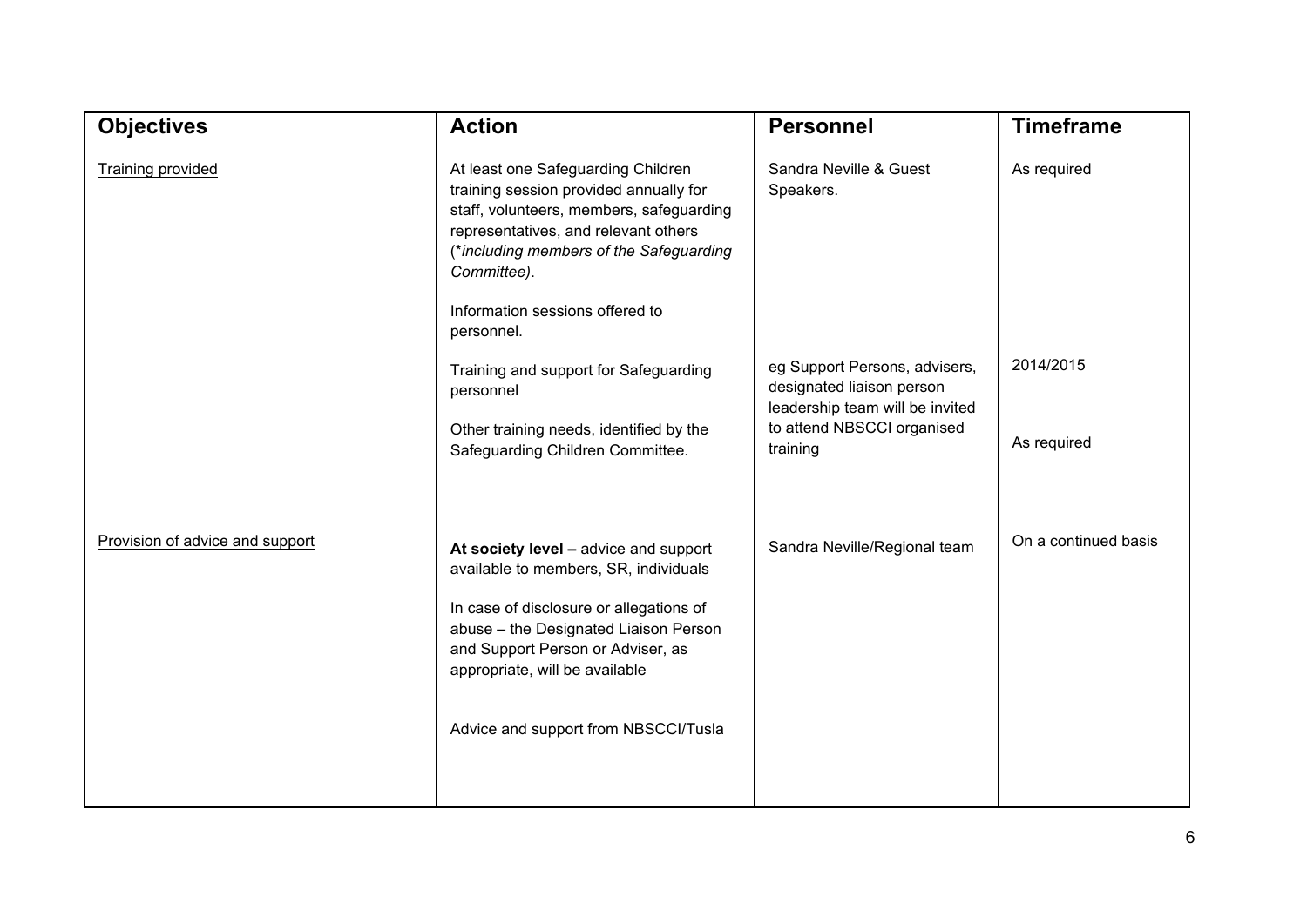| Objectives | Action | Personnel | Timeframe |
|---|---|---|---|
| Training provided | At least one Safeguarding Children training session provided annually for staff, volunteers, members, safeguarding representatives, and relevant others (*including members of the Safeguarding Committee*). | Sandra Neville & Guest Speakers. | As required |
| | Information sessions offered to personnel. | | |
| | Training and support for Safeguarding personnel | eg Support Persons, advisers, designated liaison person leadership team will be invited to attend NBSCCI organised training | 2014/2015 |
| | Other training needs, identified by the Safeguarding Children Committee. | | As required |
| Provision of advice and support | **At society level –** advice and support available to members, SR, individuals | Sandra Neville/Regional team | On a continued basis |
| | In case of disclosure or allegations of abuse – the Designated Liaison Person and Support Person or Adviser, as appropriate, will be available | | |
| | Advice and support from NBSCCI/Tusla | | |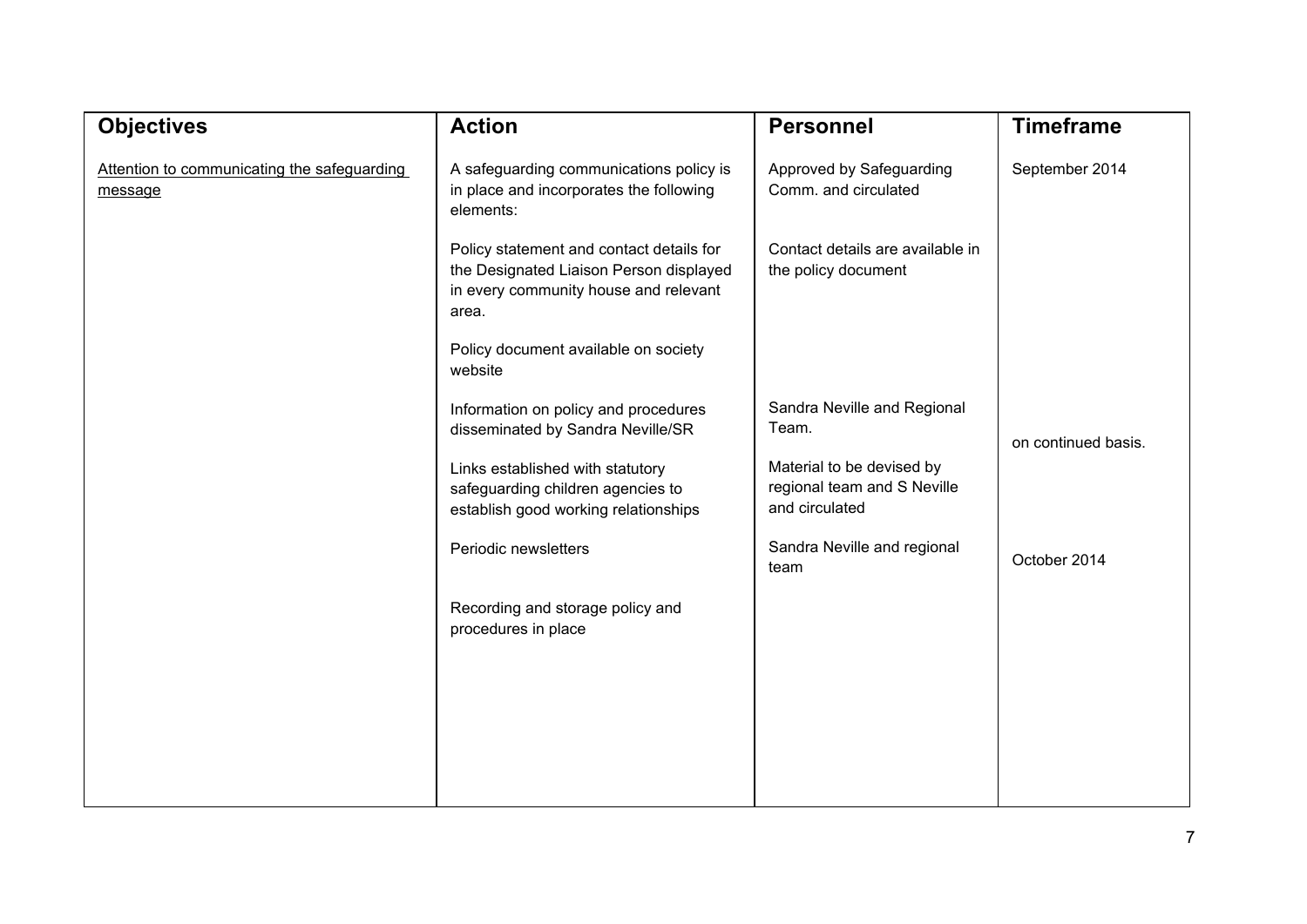| Objectives | Action | Personnel | Timeframe |
|---|---|---|---|
| <u>Attention to communicating the safeguarding message</u> | A safeguarding communications policy is in place and incorporates the following elements: | Approved by Safeguarding Comm. and circulated | September 2014 |
| | Policy statement and contact details for the Designated Liaison Person displayed in every community house and relevant area. | Contact details are available in the policy document | |
| | Policy document available on society website | | |
| | Information on policy and procedures disseminated by Sandra Neville/SR | Sandra Neville and Regional Team. | on continued basis. |
| | Links established with statutory safeguarding children agencies to establish good working relationships | Material to be devised by regional team and S Neville and circulated | |
| | Periodic newsletters | Sandra Neville and regional team | October 2014 |
| | Recording and storage policy and procedures in place | | |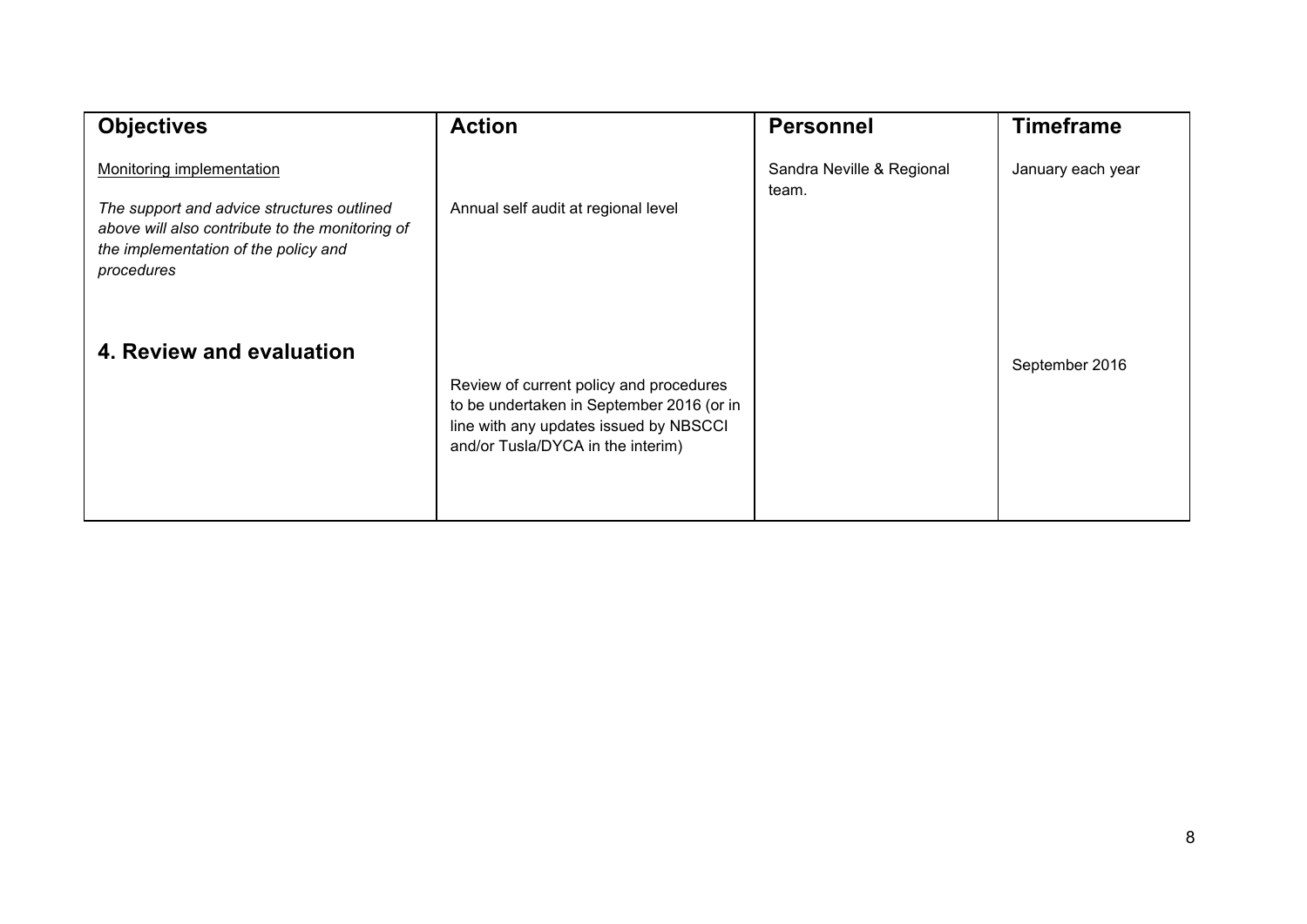| **Objectives** | **Action** | **Personnel** | **Timeframe** |
|---|---|---|---|
| Monitoring implementation<br><br>*The support and advice structures outlined above will also contribute to the monitoring of the implementation of the policy and procedures* | Annual self audit at regional level | Sandra Neville & Regional team. | January each year |
| **4. Review and evaluation** | Review of current policy and procedures to be undertaken in September 2016 (or in line with any updates issued by NBSCCI and/or Tusla/DYCA in the interim) | | September 2016 |